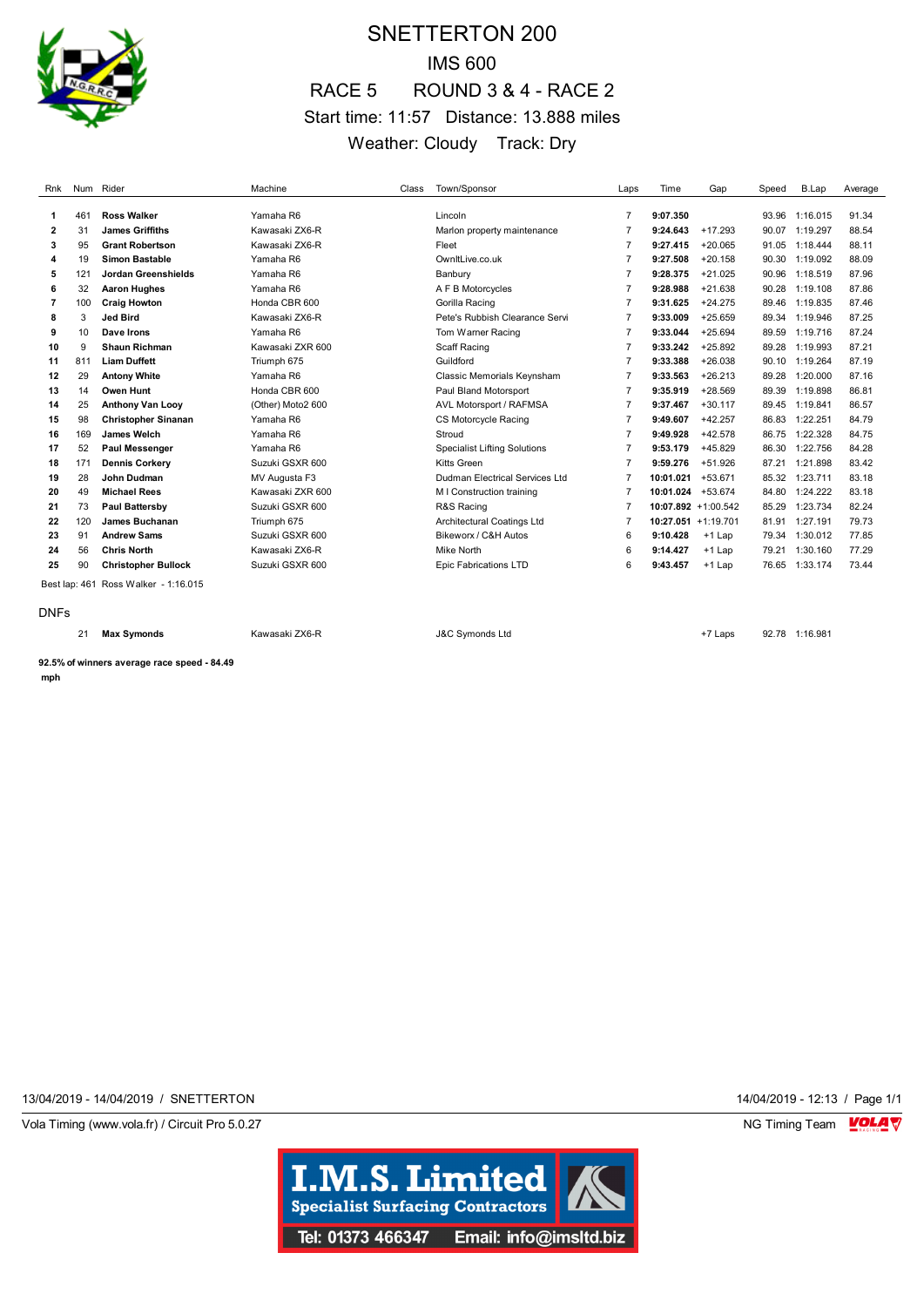# SNETTERTON 200

## IMS 600

## RACE 5 ROUND 3 & 4 - RACE 2

Start time: 11:57 Distance: 13.888 miles

Weather: Cloudy Track: Dry

| Rnk | Num | Rider | Machine | Class | Town/Sponsor | Laps | Time | Gap | Speed | B.Lap | Average |
|---|---|---|---|---|---|---|---|---|---|---|---|
| 1 | 461 | **Ross Walker** | Yamaha R6 | | Lincoln | 7 | **9:07.350** | | 93.96 | 1:16.015 | 91.34 |
| 2 | 31 | **James Griffiths** | Kawasaki ZX6-R | | Marlon property maintenance | 7 | **9:24.643** | +17.293 | 90.07 | 1:19.297 | 88.54 |
| 3 | 95 | **Grant Robertson** | Kawasaki ZX6-R | | Fleet | 7 | **9:27.415** | +20.065 | 91.05 | 1:18.444 | 88.11 |
| 4 | 19 | **Simon Bastable** | Yamaha R6 | | OwnItLive.co.uk | 7 | **9:27.508** | +20.158 | 90.30 | 1:19.092 | 88.09 |
| 5 | 121 | **Jordan Greenshields** | Yamaha R6 | | Banbury | 7 | **9:28.375** | +21.025 | 90.96 | 1:18.519 | 87.96 |
| 6 | 32 | **Aaron Hughes** | Yamaha R6 | | A F B Motorcycles | 7 | **9:28.988** | +21.638 | 90.28 | 1:19.108 | 87.86 |
| 7 | 100 | **Craig Howton** | Honda CBR 600 | | Gorilla Racing | 7 | **9:31.625** | +24.275 | 89.46 | 1:19.835 | 87.46 |
| 8 | 3 | **Jed Bird** | Kawasaki ZX6-R | | Pete's Rubbish Clearance Servi | 7 | **9:33.009** | +25.659 | 89.34 | 1:19.946 | 87.25 |
| 9 | 10 | **Dave Irons** | Yamaha R6 | | Tom Warner Racing | 7 | **9:33.044** | +25.694 | 89.59 | 1:19.716 | 87.24 |
| 10 | 9 | **Shaun Richman** | Kawasaki ZXR 600 | | Scaff Racing | 7 | **9:33.242** | +25.892 | 89.28 | 1:19.993 | 87.21 |
| 11 | 811 | **Liam Duffett** | Triumph 675 | | Guildford | 7 | **9:33.388** | +26.038 | 90.10 | 1:19.264 | 87.19 |
| 12 | 29 | **Antony White** | Yamaha R6 | | Classic Memorials Keynsham | 7 | **9:33.563** | +26.213 | 89.28 | 1:20.000 | 87.16 |
| 13 | 14 | **Owen Hunt** | Honda CBR 600 | | Paul Bland Motorsport | 7 | **9:35.919** | +28.569 | 89.39 | 1:19.898 | 86.81 |
| 14 | 25 | **Anthony Van Looy** | (Other) Moto2 600 | | AVL Motorsport / RAFMSA | 7 | **9:37.467** | +30.117 | 89.45 | 1:19.841 | 86.57 |
| 15 | 98 | **Christopher Sinanan** | Yamaha R6 | | CS Motorcycle Racing | 7 | **9:49.607** | +42.257 | 86.83 | 1:22.251 | 84.79 |
| 16 | 169 | **James Welch** | Yamaha R6 | | Stroud | 7 | **9:49.928** | +42.578 | 86.75 | 1:22.328 | 84.75 |
| 17 | 52 | **Paul Messenger** | Yamaha R6 | | Specialist Lifting Solutions | 7 | **9:53.179** | +45.829 | 86.30 | 1:22.756 | 84.28 |
| 18 | 171 | **Dennis Corkery** | Suzuki GSXR 600 | | Kitts Green | 7 | **9:59.276** | +51.926 | 87.21 | 1:21.898 | 83.42 |
| 19 | 28 | **John Dudman** | MV Augusta F3 | | Dudman Electrical Services Ltd | 7 | **10:01.021** | +53.671 | 85.32 | 1:23.711 | 83.18 |
| 20 | 49 | **Michael Rees** | Kawasaki ZXR 600 | | M I Construction training | 7 | **10:01.024** | +53.674 | 84.80 | 1:24.222 | 83.18 |
| 21 | 73 | **Paul Battersby** | Suzuki GSXR 600 | | R&S Racing | 7 | **10:07.892** | +1:00.542 | 85.29 | 1:23.734 | 82.24 |
| 22 | 120 | **James Buchanan** | Triumph 675 | | Architectural Coatings Ltd | 7 | **10:27.051** | +1:19.701 | 81.91 | 1:27.191 | 79.73 |
| 23 | 91 | **Andrew Sams** | Suzuki GSXR 600 | | Bikeworx / C&H Autos | 6 | **9:10.428** | +1 Lap | 79.34 | 1:30.012 | 77.85 |
| 24 | 56 | **Chris North** | Kawasaki ZX6-R | | Mike North | 6 | **9:14.427** | +1 Lap | 79.21 | 1:30.160 | 77.29 |
| 25 | 90 | **Christopher Bullock** | Suzuki GSXR 600 | | Epic Fabrications LTD | 6 | **9:43.457** | +1 Lap | 76.65 | 1:33.174 | 73.44 |

Best lap: 461 Ross Walker - 1:16.015

DNFs

| Rnk | Num | Rider | Machine | Class | Town/Sponsor | Laps | Time | Gap | Speed | B.Lap | Average |
|---|---|---|---|---|---|---|---|---|---|---|---|
| | 21 | **Max Symonds** | Kawasaki ZX6-R | | J&C Symonds Ltd | | | +7 Laps | 92.78 | 1:16.981 | |

**92.5% of winners average race speed - 84.49 mph**

13/04/2019 - 14/04/2019 / SNETTERTON

14/04/2019 - 12:13

Vola Timing (www.vola.fr) / Circuit Pro 5.0.27

NG Timing Team

I.M.S. Limited
Specialist Surfacing Contractors
Tel: 01373 466347 Email: info@imsltd.biz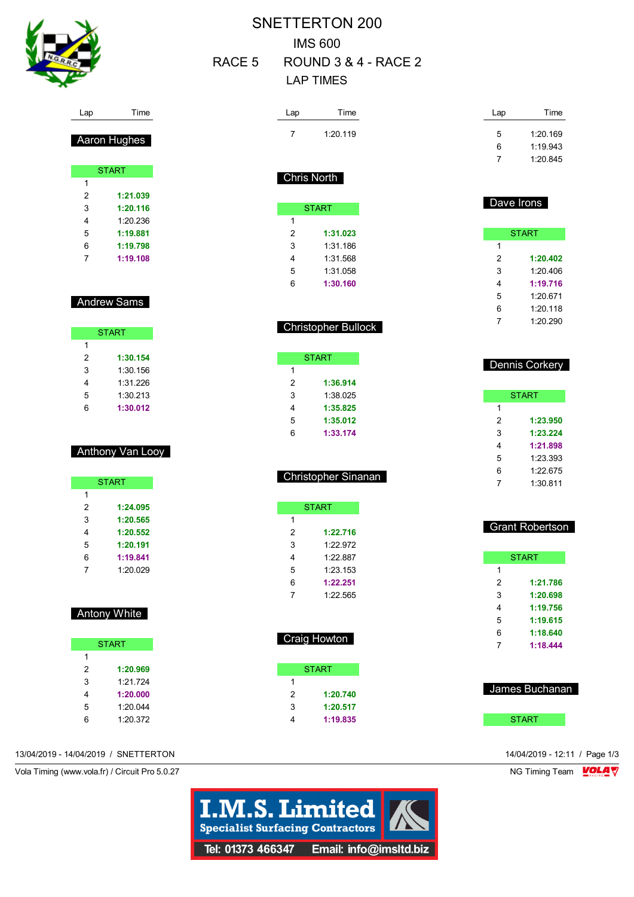# SNETTERTON 200

## IMS 600

## RACE 5 ROUND 3 & 4 - RACE 2

## LAP TIMES

### Aaron Hughes

| Lap | Time |
|---|---|
| START | |
| 1 | |
| 2 | **1:21.039** |
| 3 | **1:20.116** |
| 4 | 1:20.236 |
| 5 | **1:19.881** |
| 6 | **1:19.798** |
| 7 | **1:19.108** |

### Andrew Sams

| Lap | Time |
|---|---|
| START | |
| 1 | |
| 2 | **1:30.154** |
| 3 | 1:30.156 |
| 4 | 1:31.226 |
| 5 | 1:30.213 |
| 6 | **1:30.012** |

### Anthony Van Looy

| Lap | Time |
|---|---|
| START | |
| 1 | |
| 2 | **1:24.095** |
| 3 | **1:20.565** |
| 4 | **1:20.552** |
| 5 | **1:20.191** |
| 6 | **1:19.841** |
| 7 | 1:20.029 |

### Antony White

| Lap | Time |
|---|---|
| START | |
| 1 | |
| 2 | **1:20.969** |
| 3 | 1:21.724 |
| 4 | **1:20.000** |
| 5 | 1:20.044 |
| 6 | 1:20.372 |
| 7 | 1:20.119 |

### Chris North

| Lap | Time |
|---|---|
| START | |
| 1 | |
| 2 | **1:31.023** |
| 3 | 1:31.186 |
| 4 | 1:31.568 |
| 5 | 1:31.058 |
| 6 | **1:30.160** |

### Christopher Bullock

| Lap | Time |
|---|---|
| START | |
| 1 | |
| 2 | **1:36.914** |
| 3 | 1:38.025 |
| 4 | **1:35.825** |
| 5 | **1:35.012** |
| 6 | **1:33.174** |

### Christopher Sinanan

| Lap | Time |
|---|---|
| START | |
| 1 | |
| 2 | **1:22.716** |
| 3 | 1:22.972 |
| 4 | 1:22.887 |
| 5 | 1:23.153 |
| 6 | **1:22.251** |
| 7 | 1:22.565 |

### Craig Howton

| Lap | Time |
|---|---|
| START | |
| 1 | |
| 2 | **1:20.740** |
| 3 | **1:20.517** |
| 4 | **1:19.835** |
| 5 | 1:20.169 |
| 6 | 1:19.943 |
| 7 | 1:20.845 |

### Dave Irons

| Lap | Time |
|---|---|
| START | |
| 1 | |
| 2 | **1:20.402** |
| 3 | 1:20.406 |
| 4 | **1:19.716** |
| 5 | 1:20.671 |
| 6 | 1:20.118 |
| 7 | 1:20.290 |

### Dennis Corkery

| Lap | Time |
|---|---|
| START | |
| 1 | |
| 2 | **1:23.950** |
| 3 | **1:23.224** |
| 4 | **1:21.898** |
| 5 | 1:23.393 |
| 6 | 1:22.675 |
| 7 | 1:30.811 |

### Grant Robertson

| Lap | Time |
|---|---|
| START | |
| 1 | |
| 2 | **1:21.786** |
| 3 | **1:20.698** |
| 4 | **1:19.756** |
| 5 | **1:19.615** |
| 6 | **1:18.640** |
| 7 | **1:18.444** |

### James Buchanan

| Lap | Time |
|---|---|
| START | |

13/04/2019 - 14/04/2019 / SNETTERTON

14/04/2019 - 12:11

Vola Timing (www.vola.fr) / Circuit Pro 5.0.27

NG Timing Team

I.M.S. Limited
Specialist Surfacing Contractors
Tel: 01373 466347 Email: info@imsltd.biz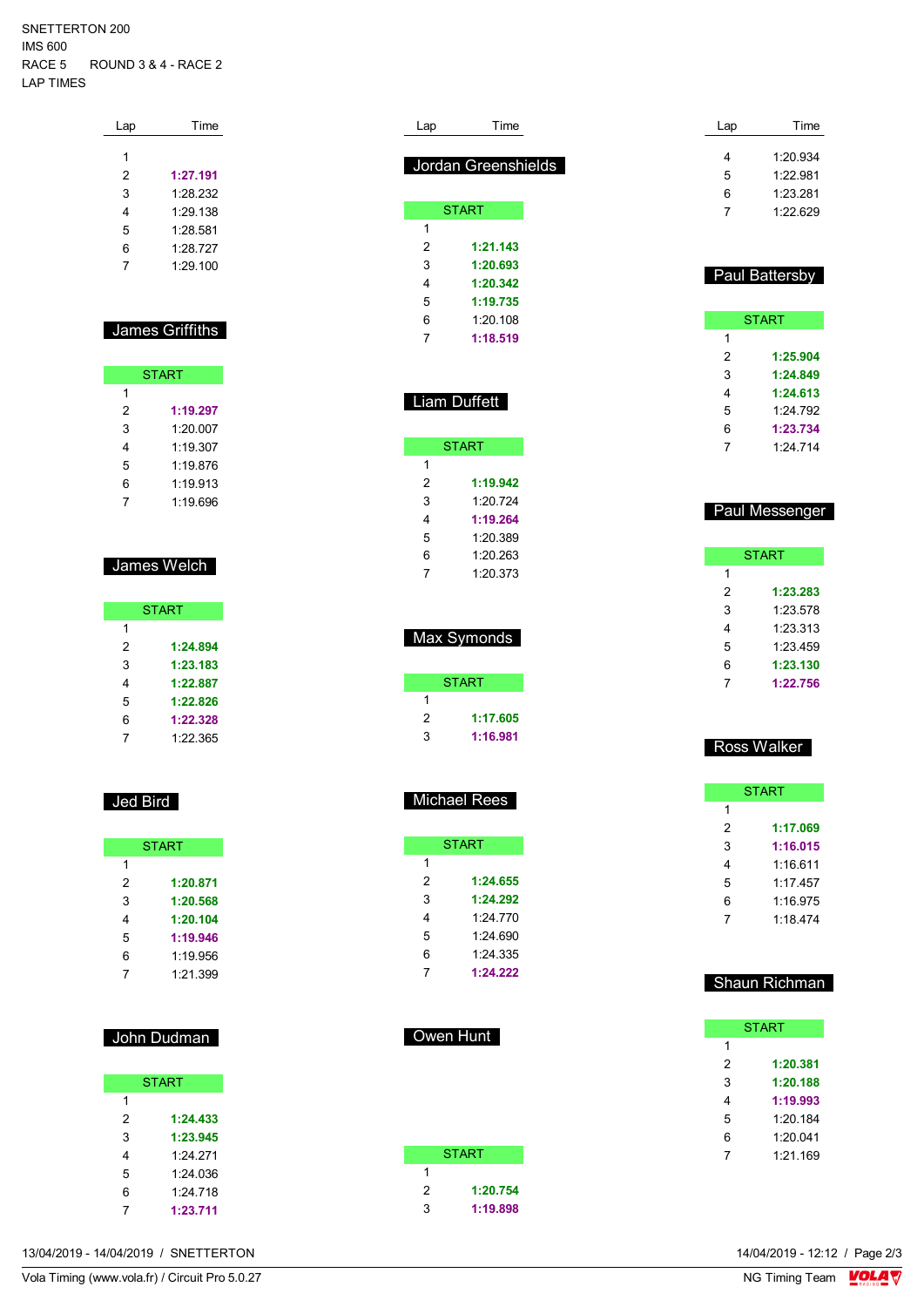SNETTERTON 200
IMS 600
RACE 5 ROUND 3 & 4 - RACE 2
LAP TIMES

| Lap | Time |
|---|---|
| 1 | |
| 2 | **1:27.191** |
| 3 | 1:28.232 |
| 4 | 1:29.138 |
| 5 | 1:28.581 |
| 6 | 1:28.727 |
| 7 | 1:29.100 |

### James Griffiths

| Lap | Time |
|---|---|
| START | |
| 1 | |
| 2 | **1:19.297** |
| 3 | 1:20.007 |
| 4 | 1:19.307 |
| 5 | 1:19.876 |
| 6 | 1:19.913 |
| 7 | 1:19.696 |

### James Welch

| Lap | Time |
|---|---|
| START | |
| 1 | |
| 2 | **1:24.894** |
| 3 | **1:23.183** |
| 4 | **1:22.887** |
| 5 | **1:22.826** |
| 6 | **1:22.328** |
| 7 | 1:22.365 |

### Jed Bird

| Lap | Time |
|---|---|
| START | |
| 1 | |
| 2 | **1:20.871** |
| 3 | **1:20.568** |
| 4 | **1:20.104** |
| 5 | **1:19.946** |
| 6 | 1:19.956 |
| 7 | 1:21.399 |

### John Dudman

| Lap | Time |
|---|---|
| START | |
| 1 | |
| 2 | **1:24.433** |
| 3 | **1:23.945** |
| 4 | 1:24.271 |
| 5 | 1:24.036 |
| 6 | 1:24.718 |
| 7 | **1:23.711** |

### Jordan Greenshields

| Lap | Time |
|---|---|
| START | |
| 1 | |
| 2 | **1:21.143** |
| 3 | **1:20.693** |
| 4 | **1:20.342** |
| 5 | **1:19.735** |
| 6 | 1:20.108 |
| 7 | **1:18.519** |

### Liam Duffett

| Lap | Time |
|---|---|
| START | |
| 1 | |
| 2 | **1:19.942** |
| 3 | 1:20.724 |
| 4 | **1:19.264** |
| 5 | 1:20.389 |
| 6 | 1:20.263 |
| 7 | 1:20.373 |

### Max Symonds

| Lap | Time |
|---|---|
| START | |
| 1 | |
| 2 | **1:17.605** |
| 3 | **1:16.981** |

### Michael Rees

| Lap | Time |
|---|---|
| START | |
| 1 | |
| 2 | **1:24.655** |
| 3 | **1:24.292** |
| 4 | 1:24.770 |
| 5 | 1:24.690 |
| 6 | 1:24.335 |
| 7 | **1:24.222** |

### Owen Hunt

| Lap | Time |
|---|---|
| START | |
| 1 | |
| 2 | **1:20.754** |
| 3 | **1:19.898** |

| Lap | Time |
|---|---|
| 4 | 1:20.934 |
| 5 | 1:22.981 |
| 6 | 1:23.281 |
| 7 | 1:22.629 |

### Paul Battersby

| Lap | Time |
|---|---|
| START | |
| 1 | |
| 2 | **1:25.904** |
| 3 | **1:24.849** |
| 4 | **1:24.613** |
| 5 | 1:24.792 |
| 6 | **1:23.734** |
| 7 | 1:24.714 |

### Paul Messenger

| Lap | Time |
|---|---|
| START | |
| 1 | |
| 2 | **1:23.283** |
| 3 | 1:23.578 |
| 4 | 1:23.313 |
| 5 | 1:23.459 |
| 6 | **1:23.130** |
| 7 | **1:22.756** |

### Ross Walker

| Lap | Time |
|---|---|
| START | |
| 1 | |
| 2 | **1:17.069** |
| 3 | **1:16.015** |
| 4 | 1:16.611 |
| 5 | 1:17.457 |
| 6 | 1:16.975 |
| 7 | 1:18.474 |

### Shaun Richman

| Lap | Time |
|---|---|
| START | |
| 1 | |
| 2 | **1:20.381** |
| 3 | **1:20.188** |
| 4 | **1:19.993** |
| 5 | 1:20.184 |
| 6 | 1:20.041 |
| 7 | 1:21.169 |

13/04/2019 - 14/04/2019 / SNETTERTON

14/04/2019 - 12:12

Vola Timing (www.vola.fr) / Circuit Pro 5.0.27

NG Timing Team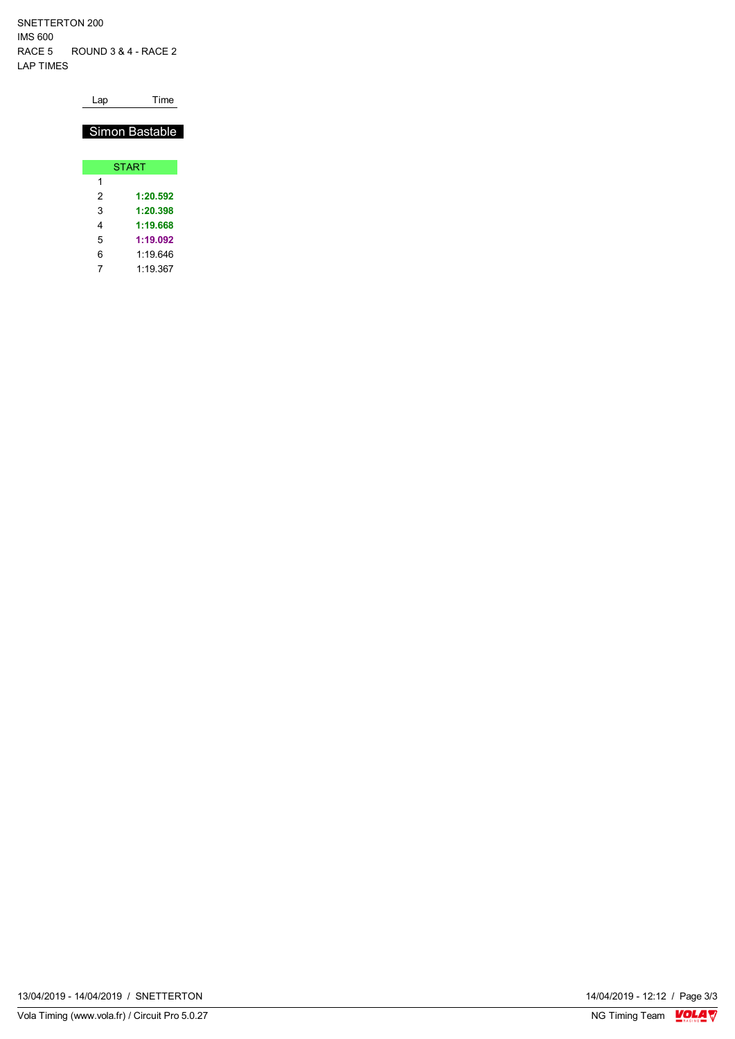SNETTERTON 200
IMS 600
RACE 5 ROUND 3 & 4 - RACE 2
LAP TIMES

| Lap | Time |
| --- | --- |
| **Simon Bastable** | |
| START | |
| 1 | |
| 2 | **1:20.592** |
| 3 | **1:20.398** |
| 4 | **1:19.668** |
| 5 | **1:19.092** |
| 6 | 1:19.646 |
| 7 | 1:19.367 |

13/04/2019 - 14/04/2019 / SNETTERTON
14/04/2019 - 12:12

Vola Timing (www.vola.fr) / Circuit Pro 5.0.27
NG Timing Team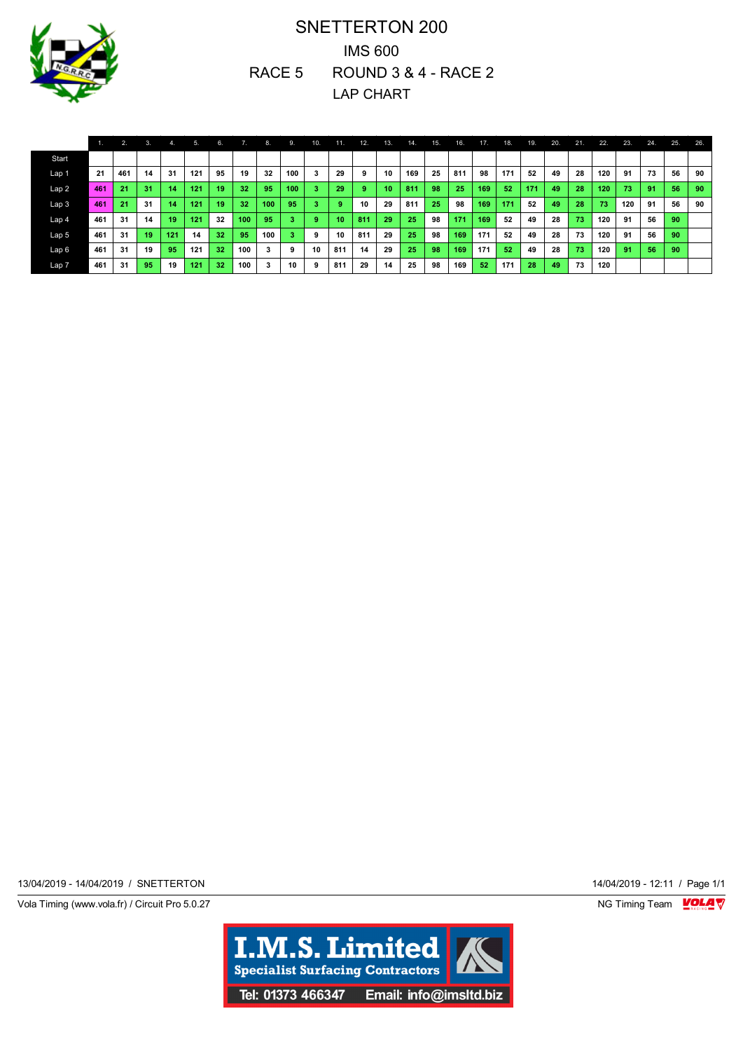# SNETTERTON 200

## IMS 600

## RACE 5 ROUND 3 & 4 - RACE 2

## LAP CHART

| | 1. | 2. | 3. | 4. | 5. | 6. | 7. | 8. | 9. | 10. | 11. | 12. | 13. | 14. | 15. | 16. | 17. | 18. | 19. | 20. | 21. | 22. | 23. | 24. | 25. | 26. |
|---|---|---|---|---|---|---|---|---|---|---|---|---|---|---|---|---|---|---|---|---|---|---|---|---|---|---|
| Start | | | | | | | | | | | | | | | | | | | | | | | | | | |
| Lap 1 | 21 | 461 | 14 | 31 | 121 | 95 | 19 | 32 | 100 | 3 | 29 | 9 | 10 | 169 | 25 | 811 | 98 | 171 | 52 | 49 | 28 | 120 | 91 | 73 | 56 | 90 |
| Lap 2 | 461 | 21 | 31 | 14 | 121 | 19 | 32 | 95 | 100 | 3 | 29 | 9 | 10 | 811 | 98 | 25 | 169 | 52 | 171 | 49 | 28 | 120 | 73 | 91 | 56 | 90 |
| Lap 3 | 461 | 21 | 31 | 14 | 121 | 19 | 32 | 100 | 95 | 3 | 9 | 10 | 29 | 811 | 25 | 98 | 169 | 171 | 52 | 49 | 28 | 73 | 120 | 91 | 56 | 90 |
| Lap 4 | 461 | 31 | 14 | 19 | 121 | 32 | 100 | 95 | 3 | 9 | 10 | 811 | 29 | 25 | 98 | 171 | 169 | 52 | 49 | 28 | 73 | 120 | 91 | 56 | 90 | |
| Lap 5 | 461 | 31 | 19 | 121 | 14 | 32 | 95 | 100 | 3 | 9 | 10 | 811 | 29 | 25 | 98 | 169 | 171 | 52 | 49 | 28 | 73 | 120 | 91 | 56 | 90 | |
| Lap 6 | 461 | 31 | 19 | 95 | 121 | 32 | 100 | 3 | 9 | 10 | 811 | 14 | 29 | 25 | 98 | 169 | 171 | 52 | 49 | 28 | 73 | 120 | 91 | 56 | 90 | |
| Lap 7 | 461 | 31 | 95 | 19 | 121 | 32 | 100 | 3 | 10 | 9 | 811 | 29 | 14 | 25 | 98 | 169 | 52 | 171 | 28 | 49 | 73 | 120 | | | | |

13/04/2019 - 14/04/2019 / SNETTERTON

14/04/2019 - 12:11

Vola Timing (www.vola.fr) / Circuit Pro 5.0.27

NG Timing Team

**I.M.S. Limited**
**Specialist Surfacing Contractors**
Tel: 01373 466347 Email: info@imsltd.biz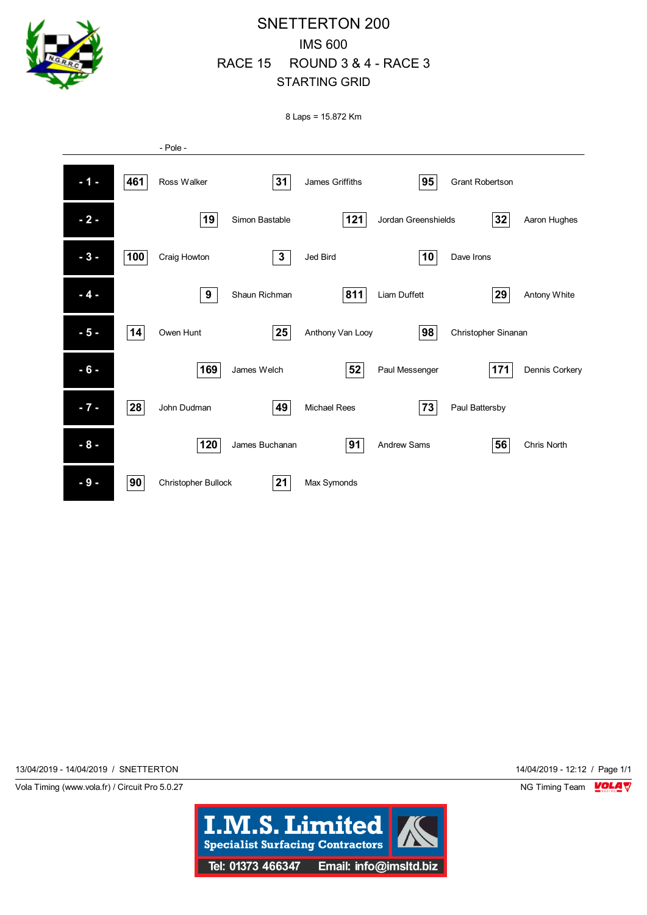# SNETTERTON 200

## IMS 600

## RACE 15 ROUND 3 & 4 - RACE 3

## STARTING GRID

8 Laps = 15.872 Km

- Pole -

| Row | No. | Rider | No. | Rider | No. | Rider |
|---|---|---|---|---|---|---|
| - 1 - | 461 | Ross Walker | 31 | James Griffiths | 95 | Grant Robertson |
| - 2 - | 19 | Simon Bastable | 121 | Jordan Greenshields | 32 | Aaron Hughes |
| - 3 - | 100 | Craig Howton | 3 | Jed Bird | 10 | Dave Irons |
| - 4 - | 9 | Shaun Richman | 811 | Liam Duffett | 29 | Antony White |
| - 5 - | 14 | Owen Hunt | 25 | Anthony Van Looy | 98 | Christopher Sinanan |
| - 6 - | 169 | James Welch | 52 | Paul Messenger | 171 | Dennis Corkery |
| - 7 - | 28 | John Dudman | 49 | Michael Rees | 73 | Paul Battersby |
| - 8 - | 120 | James Buchanan | 91 | Andrew Sams | 56 | Chris North |
| - 9 - | 90 | Christopher Bullock | 21 | Max Symonds | | |

13/04/2019 - 14/04/2019 / SNETTERTON

14/04/2019 - 12:12 / Page 1/1

Vola Timing (www.vola.fr) / Circuit Pro 5.0.27

NG Timing Team

I.M.S. Limited
Specialist Surfacing Contractors
Tel: 01373 466347 Email: info@imsltd.biz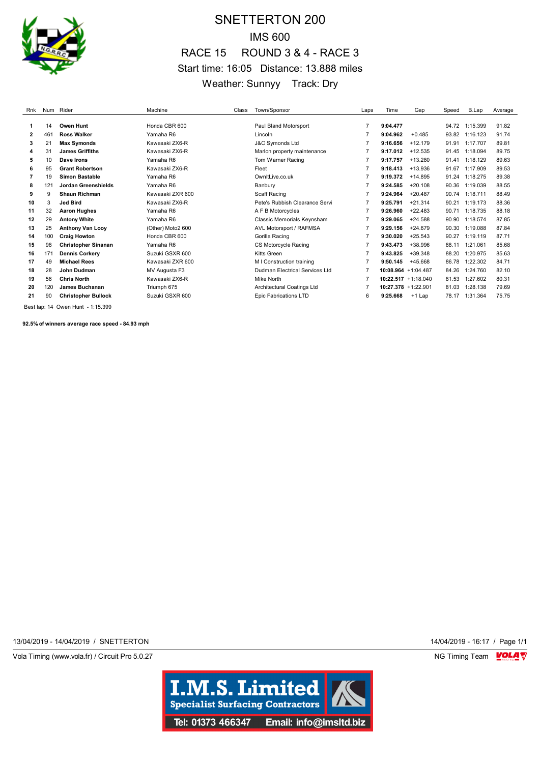# SNETTERTON 200

## IMS 600

## RACE 15 ROUND 3 & 4 - RACE 3

Start time: 16:05 Distance: 13.888 miles

Weather: Sunnyy Track: Dry

| Rnk | Num | Rider | Machine | Class | Town/Sponsor | Laps | Time | Gap | Speed | B.Lap | Average |
|---|---|---|---|---|---|---|---|---|---|---|---|
| 1 | 14 | **Owen Hunt** | Honda CBR 600 | | Paul Bland Motorsport | 7 | **9:04.477** | | 94.72 | 1:15.399 | 91.82 |
| 2 | 461 | **Ross Walker** | Yamaha R6 | | Lincoln | 7 | **9:04.962** | +0.485 | 93.82 | 1:16.123 | 91.74 |
| 3 | 21 | **Max Symonds** | Kawasaki ZX6-R | | J&C Symonds Ltd | 7 | **9:16.656** | +12.179 | 91.91 | 1:17.707 | 89.81 |
| 4 | 31 | **James Griffiths** | Kawasaki ZX6-R | | Marlon property maintenance | 7 | **9:17.012** | +12.535 | 91.45 | 1:18.094 | 89.75 |
| 5 | 10 | **Dave Irons** | Yamaha R6 | | Tom Warner Racing | 7 | **9:17.757** | +13.280 | 91.41 | 1:18.129 | 89.63 |
| 6 | 95 | **Grant Robertson** | Kawasaki ZX6-R | | Fleet | 7 | **9:18.413** | +13.936 | 91.67 | 1:17.909 | 89.53 |
| 7 | 19 | **Simon Bastable** | Yamaha R6 | | OwnItLive.co.uk | 7 | **9:19.372** | +14.895 | 91.24 | 1:18.275 | 89.38 |
| 8 | 121 | **Jordan Greenshields** | Yamaha R6 | | Banbury | 7 | **9:24.585** | +20.108 | 90.36 | 1:19.039 | 88.55 |
| 9 | 9 | **Shaun Richman** | Kawasaki ZXR 600 | | Scaff Racing | 7 | **9:24.964** | +20.487 | 90.74 | 1:18.711 | 88.49 |
| 10 | 3 | **Jed Bird** | Kawasaki ZX6-R | | Pete's Rubbish Clearance Servi | 7 | **9:25.791** | +21.314 | 90.21 | 1:19.173 | 88.36 |
| 11 | 32 | **Aaron Hughes** | Yamaha R6 | | A F B Motorcycles | 7 | **9:26.960** | +22.483 | 90.71 | 1:18.735 | 88.18 |
| 12 | 29 | **Antony White** | Yamaha R6 | | Classic Memorials Keynsham | 7 | **9:29.065** | +24.588 | 90.90 | 1:18.574 | 87.85 |
| 13 | 25 | **Anthony Van Looy** | (Other) Moto2 600 | | AVL Motorsport / RAFMSA | 7 | **9:29.156** | +24.679 | 90.30 | 1:19.088 | 87.84 |
| 14 | 100 | **Craig Howton** | Honda CBR 600 | | Gorilla Racing | 7 | **9:30.020** | +25.543 | 90.27 | 1:19.119 | 87.71 |
| 15 | 98 | **Christopher Sinanan** | Yamaha R6 | | CS Motorcycle Racing | 7 | **9:43.473** | +38.996 | 88.11 | 1:21.061 | 85.68 |
| 16 | 171 | **Dennis Corkery** | Suzuki GSXR 600 | | Kitts Green | 7 | **9:43.825** | +39.348 | 88.20 | 1:20.975 | 85.63 |
| 17 | 49 | **Michael Rees** | Kawasaki ZXR 600 | | M I Construction training | 7 | **9:50.145** | +45.668 | 86.78 | 1:22.302 | 84.71 |
| 18 | 28 | **John Dudman** | MV Augusta F3 | | Dudman Electrical Services Ltd | 7 | **10:08.964** | +1:04.487 | 84.26 | 1:24.760 | 82.10 |
| 19 | 56 | **Chris North** | Kawasaki ZX6-R | | Mike North | 7 | **10:22.517** | +1:18.040 | 81.53 | 1:27.602 | 80.31 |
| 20 | 120 | **James Buchanan** | Triumph 675 | | Architectural Coatings Ltd | 7 | **10:27.378** | +1:22.901 | 81.03 | 1:28.138 | 79.69 |
| 21 | 90 | **Christopher Bullock** | Suzuki GSXR 600 | | Epic Fabrications LTD | 6 | **9:25.668** | +1 Lap | 78.17 | 1:31.364 | 75.75 |

Best lap: 14 Owen Hunt - 1:15.399

**92.5% of winners average race speed - 84.93 mph**

13/04/2019 - 14/04/2019 / SNETTERTON

14/04/2019 - 16:17

Vola Timing (www.vola.fr) / Circuit Pro 5.0.27

NG Timing Team

I.M.S. Limited
Specialist Surfacing Contractors
Tel: 01373 466347 Email: info@imsltd.biz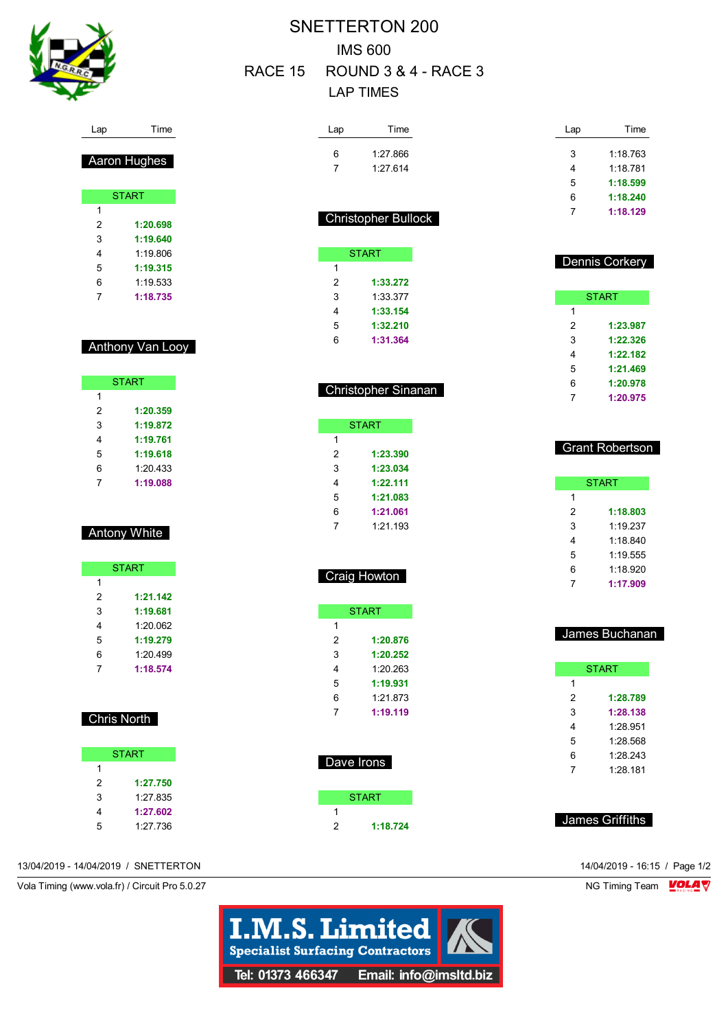# SNETTERTON 200

## IMS 600

## RACE 15 ROUND 3 & 4 - RACE 3

## LAP TIMES

### Aaron Hughes

| Lap | Time |
|---|---|
| START | |
| 1 | |
| 2 | **1:20.698** |
| 3 | **1:19.640** |
| 4 | 1:19.806 |
| 5 | **1:19.315** |
| 6 | 1:19.533 |
| 7 | **1:18.735** |

### Anthony Van Looy

| Lap | Time |
|---|---|
| START | |
| 1 | |
| 2 | **1:20.359** |
| 3 | **1:19.872** |
| 4 | **1:19.761** |
| 5 | **1:19.618** |
| 6 | 1:20.433 |
| 7 | **1:19.088** |

### Antony White

| Lap | Time |
|---|---|
| START | |
| 1 | |
| 2 | **1:21.142** |
| 3 | **1:19.681** |
| 4 | 1:20.062 |
| 5 | **1:19.279** |
| 6 | 1:20.499 |
| 7 | **1:18.574** |

### Chris North

| Lap | Time |
|---|---|
| START | |
| 1 | |
| 2 | **1:27.750** |
| 3 | 1:27.835 |
| 4 | **1:27.602** |
| 5 | 1:27.736 |
| 6 | 1:27.866 |
| 7 | 1:27.614 |

### Christopher Bullock

| Lap | Time |
|---|---|
| START | |
| 1 | |
| 2 | **1:33.272** |
| 3 | 1:33.377 |
| 4 | **1:33.154** |
| 5 | **1:32.210** |
| 6 | **1:31.364** |

### Christopher Sinanan

| Lap | Time |
|---|---|
| START | |
| 1 | |
| 2 | **1:23.390** |
| 3 | **1:23.034** |
| 4 | **1:22.111** |
| 5 | **1:21.083** |
| 6 | **1:21.061** |
| 7 | 1:21.193 |

### Craig Howton

| Lap | Time |
|---|---|
| START | |
| 1 | |
| 2 | **1:20.876** |
| 3 | **1:20.252** |
| 4 | 1:20.263 |
| 5 | **1:19.931** |
| 6 | 1:21.873 |
| 7 | **1:19.119** |

### Dave Irons

| Lap | Time |
|---|---|
| START | |
| 1 | |
| 2 | **1:18.724** |
| 3 | 1:18.763 |
| 4 | 1:18.781 |
| 5 | **1:18.599** |
| 6 | **1:18.240** |
| 7 | **1:18.129** |

### Dennis Corkery

| Lap | Time |
|---|---|
| START | |
| 1 | |
| 2 | **1:23.987** |
| 3 | **1:22.326** |
| 4 | **1:22.182** |
| 5 | **1:21.469** |
| 6 | **1:20.978** |
| 7 | **1:20.975** |

### Grant Robertson

| Lap | Time |
|---|---|
| START | |
| 1 | |
| 2 | **1:18.803** |
| 3 | 1:19.237 |
| 4 | 1:18.840 |
| 5 | 1:19.555 |
| 6 | 1:18.920 |
| 7 | **1:17.909** |

### James Buchanan

| Lap | Time |
|---|---|
| START | |
| 1 | |
| 2 | **1:28.789** |
| 3 | **1:28.138** |
| 4 | 1:28.951 |
| 5 | 1:28.568 |
| 6 | 1:28.243 |
| 7 | 1:28.181 |

### James Griffiths

13/04/2019 - 14/04/2019 / SNETTERTON

14/04/2019 - 16:15

Vola Timing (www.vola.fr) / Circuit Pro 5.0.27

NG Timing Team

I.M.S. Limited
Specialist Surfacing Contractors
Tel: 01373 466347 Email: info@imsltd.biz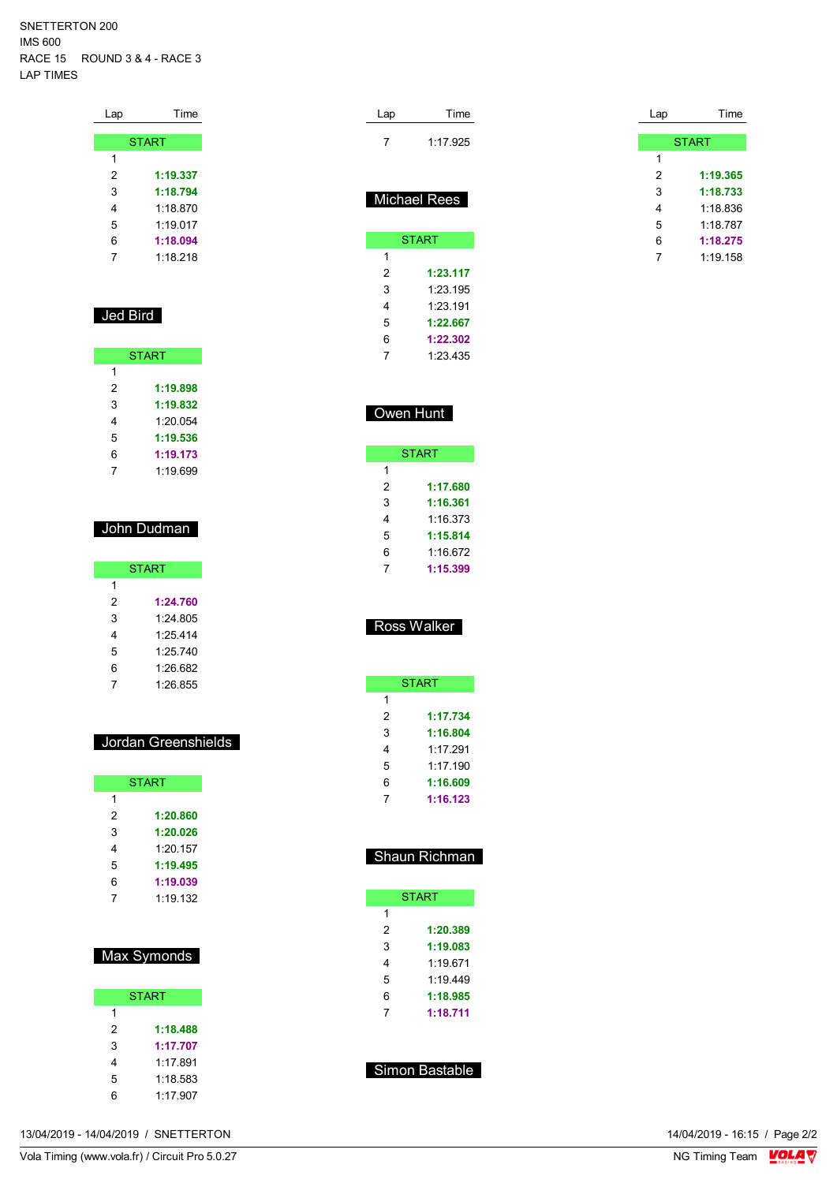SNETTERTON 200
IMS 600
RACE 15 ROUND 3 & 4 - RACE 3
LAP TIMES

| Lap | Time |
|---|---|
| START | |
| 1 | |
| 2 | **1:19.337** |
| 3 | **1:18.794** |
| 4 | 1:18.870 |
| 5 | 1:19.017 |
| 6 | **1:18.094** |
| 7 | 1:18.218 |

## Jed Bird

| Lap | Time |
|---|---|
| START | |
| 1 | |
| 2 | **1:19.898** |
| 3 | **1:19.832** |
| 4 | 1:20.054 |
| 5 | **1:19.536** |
| 6 | **1:19.173** |
| 7 | 1:19.699 |

## John Dudman

| Lap | Time |
|---|---|
| START | |
| 1 | |
| 2 | **1:24.760** |
| 3 | 1:24.805 |
| 4 | 1:25.414 |
| 5 | 1:25.740 |
| 6 | 1:26.682 |
| 7 | 1:26.855 |

## Jordan Greenshields

| Lap | Time |
|---|---|
| START | |
| 1 | |
| 2 | **1:20.860** |
| 3 | **1:20.026** |
| 4 | 1:20.157 |
| 5 | **1:19.495** |
| 6 | **1:19.039** |
| 7 | 1:19.132 |

## Max Symonds

| Lap | Time |
|---|---|
| START | |
| 1 | |
| 2 | **1:18.488** |
| 3 | **1:17.707** |
| 4 | 1:17.891 |
| 5 | 1:18.583 |
| 6 | 1:17.907 |
| 7 | 1:17.925 |

## Michael Rees

| Lap | Time |
|---|---|
| START | |
| 1 | |
| 2 | **1:23.117** |
| 3 | 1:23.195 |
| 4 | 1:23.191 |
| 5 | **1:22.667** |
| 6 | **1:22.302** |
| 7 | 1:23.435 |

## Owen Hunt

| Lap | Time |
|---|---|
| START | |
| 1 | |
| 2 | **1:17.680** |
| 3 | **1:16.361** |
| 4 | 1:16.373 |
| 5 | **1:15.814** |
| 6 | 1:16.672 |
| 7 | **1:15.399** |

## Ross Walker

| Lap | Time |
|---|---|
| START | |
| 1 | |
| 2 | **1:17.734** |
| 3 | **1:16.804** |
| 4 | 1:17.291 |
| 5 | 1:17.190 |
| 6 | **1:16.609** |
| 7 | **1:16.123** |

## Shaun Richman

| Lap | Time |
|---|---|
| START | |
| 1 | |
| 2 | **1:20.389** |
| 3 | **1:19.083** |
| 4 | 1:19.671 |
| 5 | 1:19.449 |
| 6 | **1:18.985** |
| 7 | **1:18.711** |

## Simon Bastable

| Lap | Time |
|---|---|
| START | |
| 1 | |
| 2 | **1:19.365** |
| 3 | **1:18.733** |
| 4 | 1:18.836 |
| 5 | 1:18.787 |
| 6 | **1:18.275** |
| 7 | 1:19.158 |

13/04/2019 - 14/04/2019 / SNETTERTON
14/04/2019 - 16:15
Vola Timing (www.vola.fr) / Circuit Pro 5.0.27
NG Timing Team